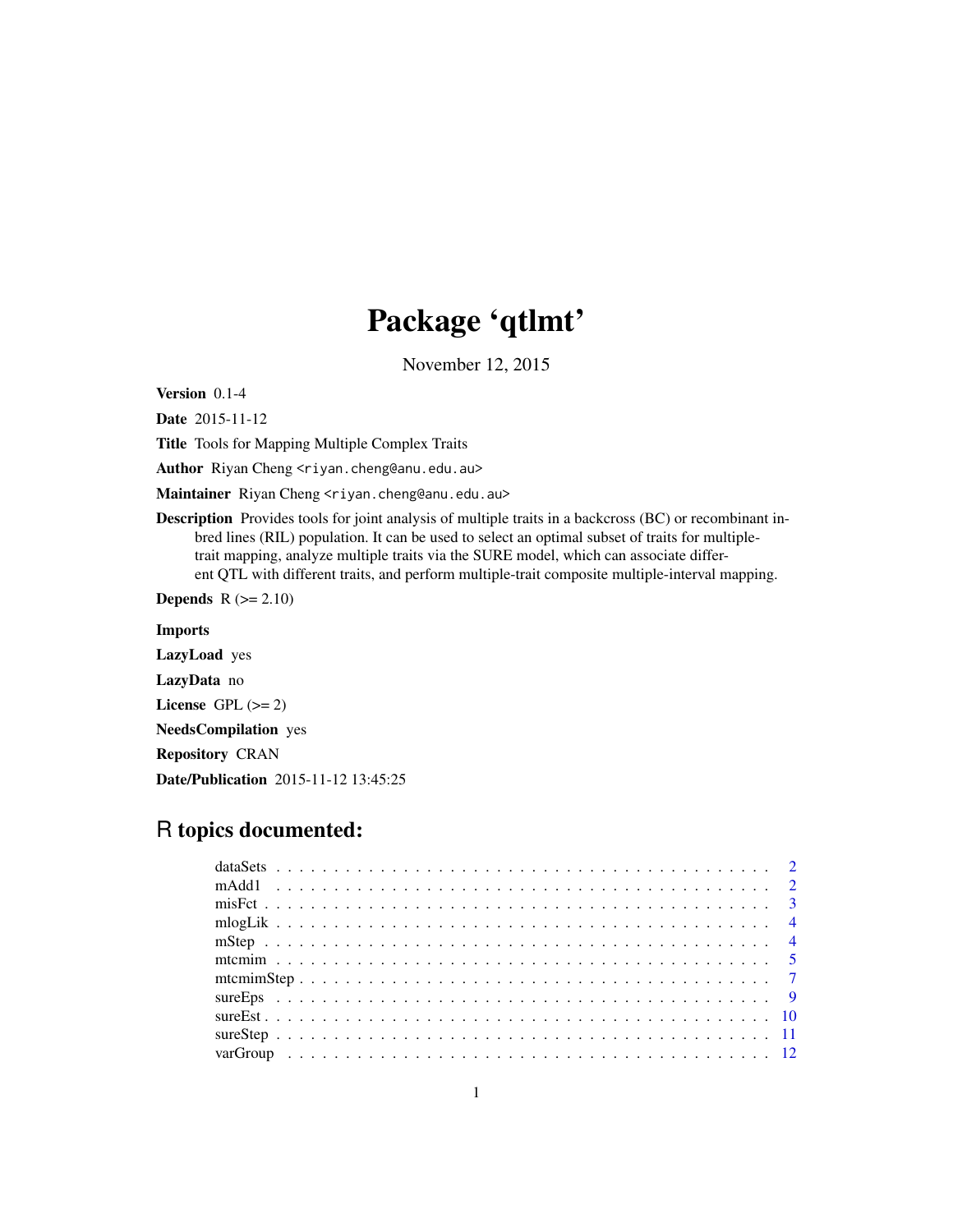# Package 'qtlmt'

November 12, 2015

**Version** 0.1-4

**Date** 2015-11-12

**Title** Tools for Mapping Multiple Complex Traits

**Author** Riyan Cheng <riyan.cheng@anu.edu.au>

**Maintainer** Riyan Cheng <riyan.cheng@anu.edu.au>

**Description** Provides tools for joint analysis of multiple traits in a backcross (BC) or recombinant inbred lines (RIL) population. It can be used to select an optimal subset of traits for multiple-trait mapping, analyze multiple traits via the SURE model, which can associate different QTL with different traits, and perform multiple-trait composite multiple-interval mapping.

**Depends** R (>= 2.10)

**Imports**

**LazyLoad** yes

**LazyData** no

**License** GPL (>= 2)

**NeedsCompilation** yes

**Repository** CRAN

**Date/Publication** 2015-11-12 13:45:25

## R topics documented:

- dataSets . . . . . . . . . . 2
- mAdd1 . . . . . . . . . . 2
- misFct . . . . . . . . . . 3
- mlogLik . . . . . . . . . . 4
- mStep . . . . . . . . . . 4
- mtcmim . . . . . . . . . . 5
- mtcmimStep . . . . . . . . . . 7
- sureEps . . . . . . . . . . 9
- sureEst . . . . . . . . . . 10
- sureStep . . . . . . . . . . 11
- varGroup . . . . . . . . . . 12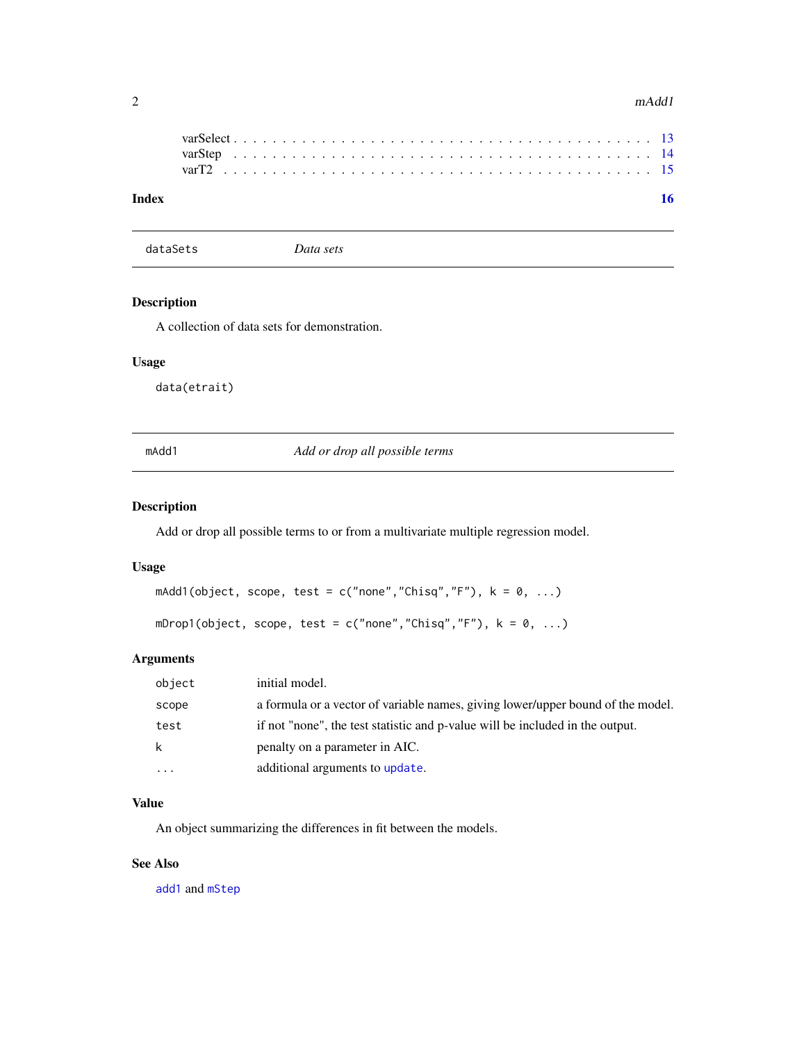varSelect . . . . . . . . . . . . . . . . . . . . . . . . . . . . . . . . . . . . . . . . . . 13
varStep . . . . . . . . . . . . . . . . . . . . . . . . . . . . . . . . . . . . . . . . . . . 14
varT2 . . . . . . . . . . . . . . . . . . . . . . . . . . . . . . . . . . . . . . . . . . . . 15

**Index** **16**

---

## dataSets *Data sets*

---

### Description

A collection of data sets for demonstration.

### Usage

```
data(etrait)
```

---

## mAdd1 *Add or drop all possible terms*

---

### Description

Add or drop all possible terms to or from a multivariate multiple regression model.

### Usage

```
mAdd1(object, scope, test = c("none","Chisq","F"), k = 0, ...)

mDrop1(object, scope, test = c("none","Chisq","F"), k = 0, ...)
```

### Arguments

| | |
|---|---|
| object | initial model. |
| scope | a formula or a vector of variable names, giving lower/upper bound of the model. |
| test | if not "none", the test statistic and p-value will be included in the output. |
| k | penalty on a parameter in AIC. |
| ... | additional arguments to update. |

### Value

An object summarizing the differences in fit between the models.

### See Also

add1 and mStep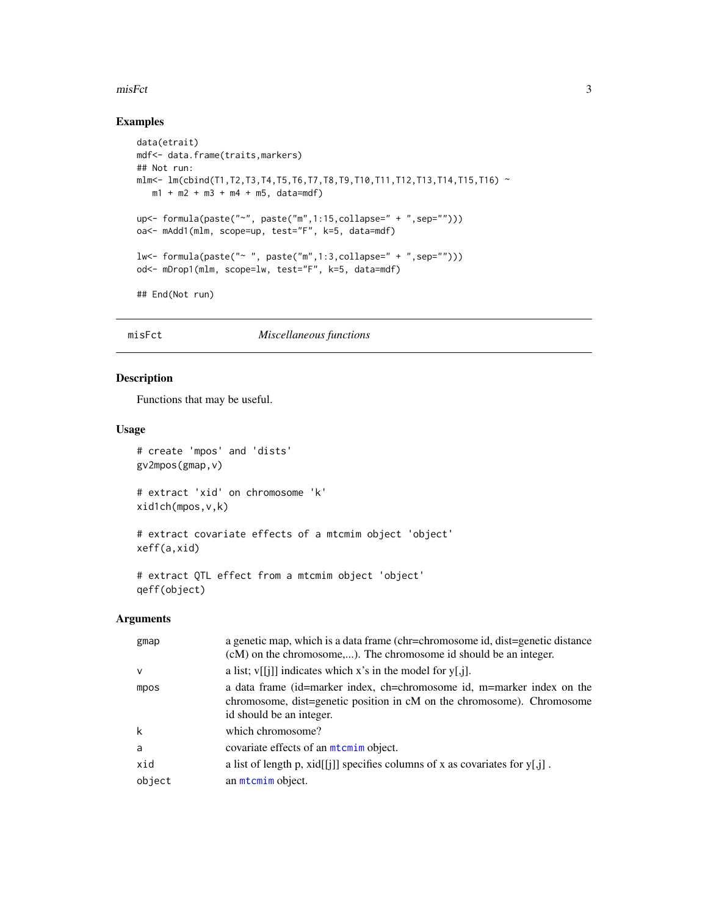## Examples

```
data(etrait)
mdf<- data.frame(traits,markers)
## Not run:
mlm<- lm(cbind(T1,T2,T3,T4,T5,T6,T7,T8,T9,T10,T11,T12,T13,T14,T15,T16) ~
   m1 + m2 + m3 + m4 + m5, data=mdf)

up<- formula(paste("~", paste("m",1:15,collapse=" + ",sep="")))
oa<- mAdd1(mlm, scope=up, test="F", k=5, data=mdf)

lw<- formula(paste("~ ", paste("m",1:3,collapse=" + ",sep="")))
od<- mDrop1(mlm, scope=lw, test="F", k=5, data=mdf)

## End(Not run)
```

---

# misFct — *Miscellaneous functions*

---

## Description

Functions that may be useful.

## Usage

```
# create 'mpos' and 'dists'
gv2mpos(gmap,v)

# extract 'xid' on chromosome 'k'
xid1ch(mpos,v,k)

# extract covariate effects of a mtcmim object 'object'
xeff(a,xid)

# extract QTL effect from a mtcmim object 'object'
qeff(object)
```

## Arguments

| | |
|---|---|
| gmap | a genetic map, which is a data frame (chr=chromosome id, dist=genetic distance (cM) on the chromosome,...). The chromosome id should be an integer. |
| v | a list; v[[j]] indicates which x's in the model for y[,j]. |
| mpos | a data frame (id=marker index, ch=chromosome id, m=marker index on the chromosome, dist=genetic position in cM on the chromosome). Chromosome id should be an integer. |
| k | which chromosome? |
| a | covariate effects of an mtcmim object. |
| xid | a list of length p, xid[[j]] specifies columns of x as covariates for y[,j] . |
| object | an mtcmim object. |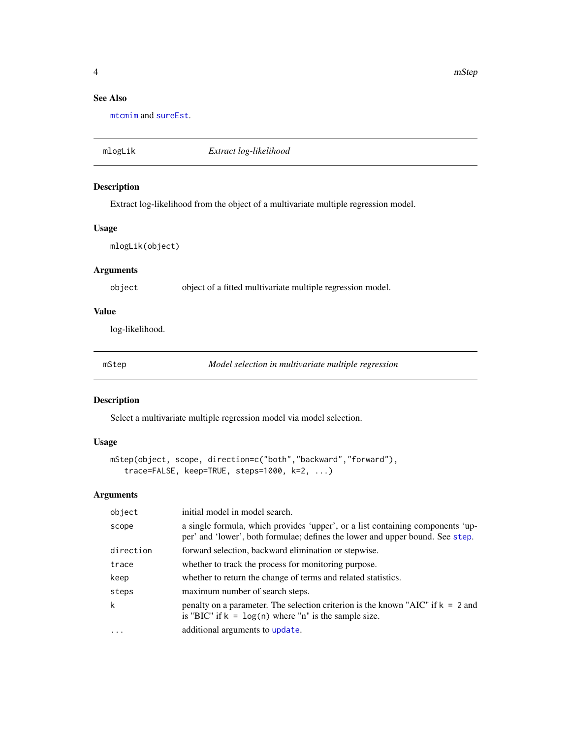### See Also

mtcmim and sureEst.

---

## mlogLik — *Extract log-likelihood*

### Description

Extract log-likelihood from the object of a multivariate multiple regression model.

### Usage

```
mlogLik(object)
```

### Arguments

| | |
|---|---|
| object | object of a fitted multivariate multiple regression model. |

### Value

log-likelihood.

---

## mStep — *Model selection in multivariate multiple regression*

### Description

Select a multivariate multiple regression model via model selection.

### Usage

```
mStep(object, scope, direction=c("both","backward","forward"),
   trace=FALSE, keep=TRUE, steps=1000, k=2, ...)
```

### Arguments

| | |
|---|---|
| object | initial model in model search. |
| scope | a single formula, which provides 'upper', or a list containing components 'upper' and 'lower', both formulae; defines the lower and upper bound. See step. |
| direction | forward selection, backward elimination or stepwise. |
| trace | whether to track the process for monitoring purpose. |
| keep | whether to return the change of terms and related statistics. |
| steps | maximum number of search steps. |
| k | penalty on a parameter. The selection criterion is the known "AIC" if `k = 2` and is "BIC" if `k = log(n)` where "n" is the sample size. |
| ... | additional arguments to update. |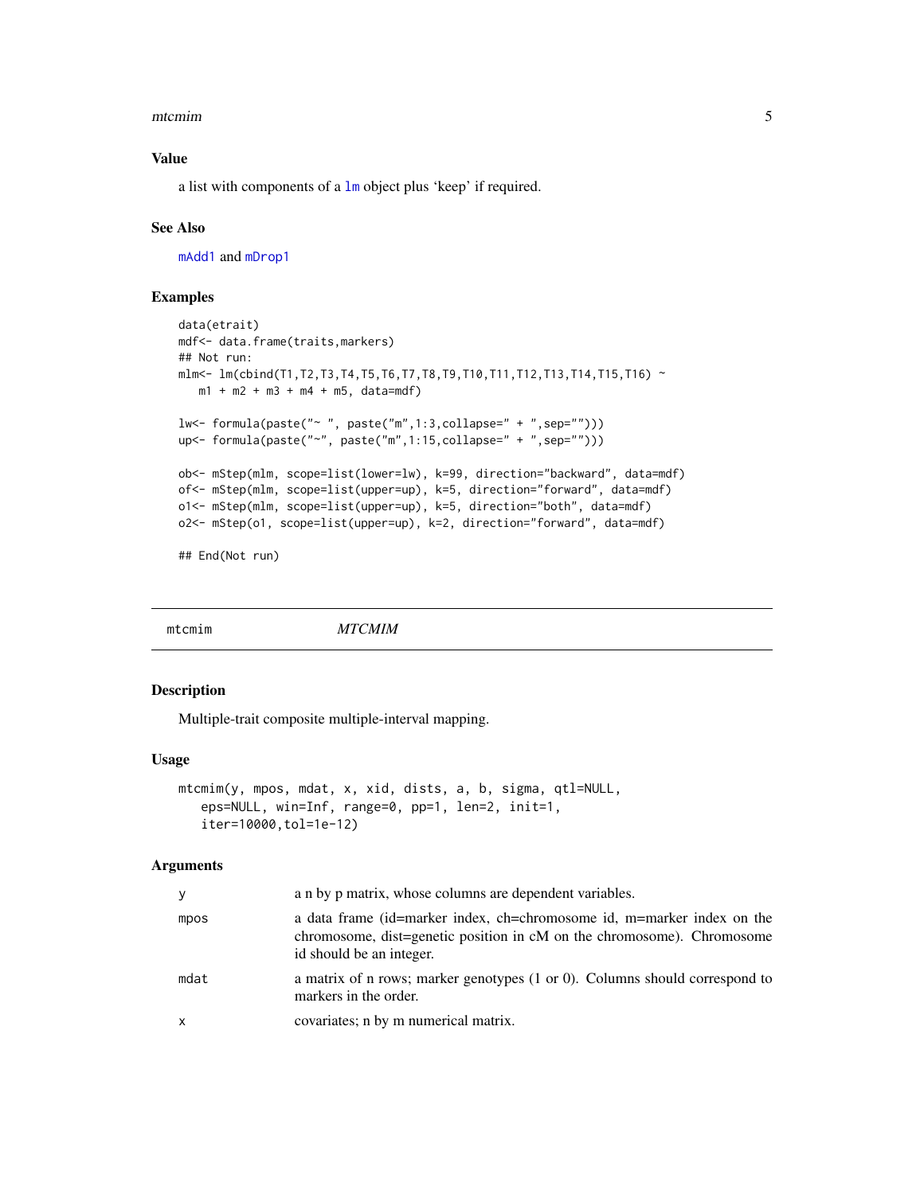## Value

a list with components of a `lm` object plus 'keep' if required.

## See Also

`mAdd1` and `mDrop1`

## Examples

```
data(etrait)
mdf<- data.frame(traits,markers)
## Not run:
mlm<- lm(cbind(T1,T2,T3,T4,T5,T6,T7,T8,T9,T10,T11,T12,T13,T14,T15,T16) ~
   m1 + m2 + m3 + m4 + m5, data=mdf)

lw<- formula(paste("~ ", paste("m",1:3,collapse=" + ",sep="")))
up<- formula(paste("~", paste("m",1:15,collapse=" + ",sep="")))

ob<- mStep(mlm, scope=list(lower=lw), k=99, direction="backward", data=mdf)
of<- mStep(mlm, scope=list(upper=up), k=5, direction="forward", data=mdf)
o1<- mStep(mlm, scope=list(upper=up), k=5, direction="both", data=mdf)
o2<- mStep(o1, scope=list(upper=up), k=2, direction="forward", data=mdf)

## End(Not run)
```

---

# mtcmim *MTCMIM*

## Description

Multiple-trait composite multiple-interval mapping.

## Usage

```
mtcmim(y, mpos, mdat, x, xid, dists, a, b, sigma, qtl=NULL,
   eps=NULL, win=Inf, range=0, pp=1, len=2, init=1,
   iter=10000,tol=1e-12)
```

## Arguments

| | |
|---|---|
| y | a n by p matrix, whose columns are dependent variables. |
| mpos | a data frame (id=marker index, ch=chromosome id, m=marker index on the chromosome, dist=genetic position in cM on the chromosome). Chromosome id should be an integer. |
| mdat | a matrix of n rows; marker genotypes (1 or 0). Columns should correspond to markers in the order. |
| x | covariates; n by m numerical matrix. |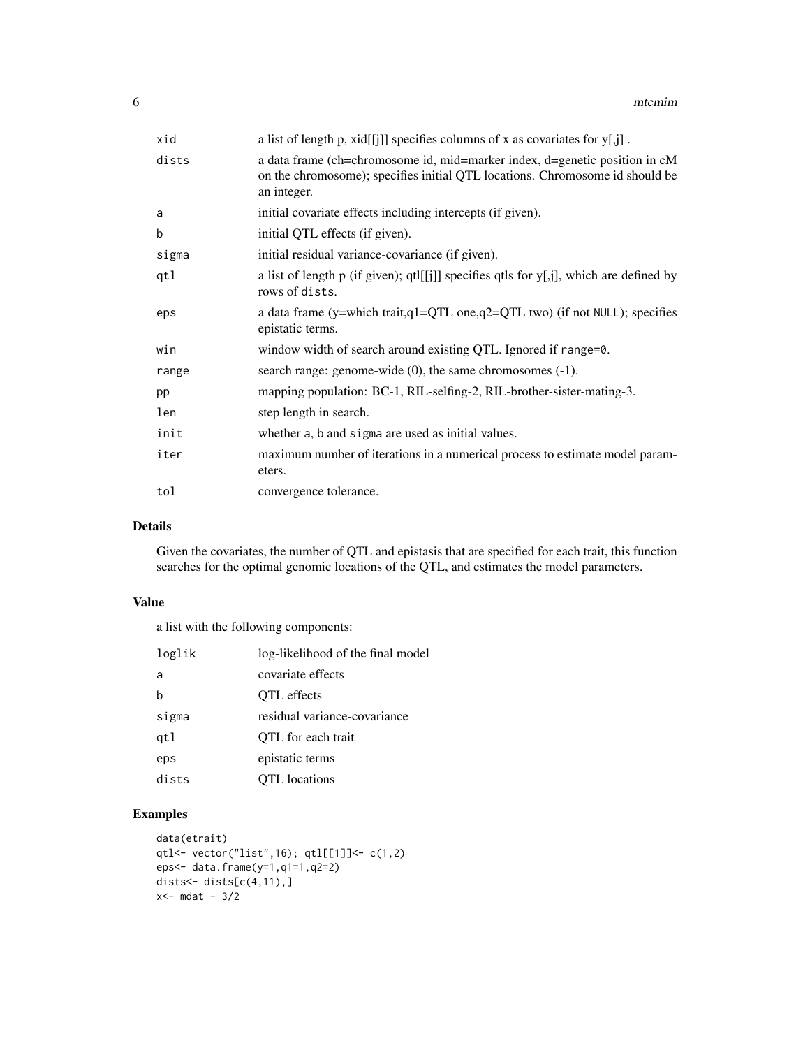| | |
|---|---|
| xid | a list of length p, xid[[j]] specifies columns of x as covariates for y[,j] . |
| dists | a data frame (ch=chromosome id, mid=marker index, d=genetic position in cM on the chromosome); specifies initial QTL locations. Chromosome id should be an integer. |
| a | initial covariate effects including intercepts (if given). |
| b | initial QTL effects (if given). |
| sigma | initial residual variance-covariance (if given). |
| qtl | a list of length p (if given); qtl[[j]] specifies qtls for y[,j], which are defined by rows of dists. |
| eps | a data frame (y=which trait,q1=QTL one,q2=QTL two) (if not NULL); specifies epistatic terms. |
| win | window width of search around existing QTL. Ignored if range=0. |
| range | search range: genome-wide (0), the same chromosomes (-1). |
| pp | mapping population: BC-1, RIL-selfing-2, RIL-brother-sister-mating-3. |
| len | step length in search. |
| init | whether a, b and sigma are used as initial values. |
| iter | maximum number of iterations in a numerical process to estimate model parameters. |
| tol | convergence tolerance. |

## Details

Given the covariates, the number of QTL and epistasis that are specified for each trait, this function searches for the optimal genomic locations of the QTL, and estimates the model parameters.

## Value

a list with the following components:

| | |
|---|---|
| loglik | log-likelihood of the final model |
| a | covariate effects |
| b | QTL effects |
| sigma | residual variance-covariance |
| qtl | QTL for each trait |
| eps | epistatic terms |
| dists | QTL locations |

## Examples

```
data(etrait)
qtl<- vector("list",16); qtl[[1]]<- c(1,2)
eps<- data.frame(y=1,q1=1,q2=2)
dists<- dists[c(4,11),]
x<- mdat - 3/2
```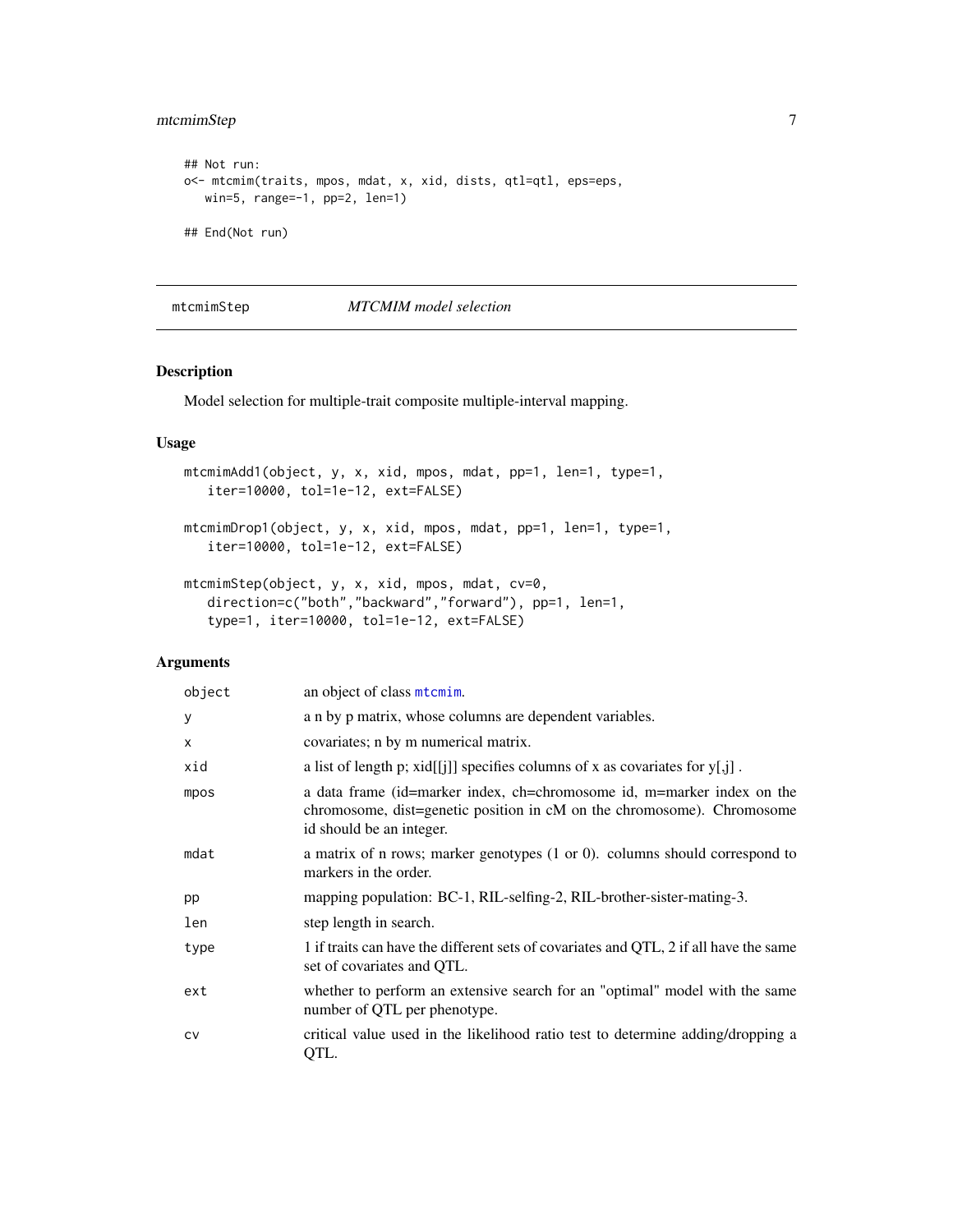```
## Not run:
o<- mtcmim(traits, mpos, mdat, x, xid, dists, qtl=qtl, eps=eps,
   win=5, range=-1, pp=2, len=1)

## End(Not run)
```

## mtcmimStep — *MTCMIM model selection*

### Description

Model selection for multiple-trait composite multiple-interval mapping.

### Usage

```
mtcmimAdd1(object, y, x, xid, mpos, mdat, pp=1, len=1, type=1,
   iter=10000, tol=1e-12, ext=FALSE)

mtcmimDrop1(object, y, x, xid, mpos, mdat, pp=1, len=1, type=1,
   iter=10000, tol=1e-12, ext=FALSE)

mtcmimStep(object, y, x, xid, mpos, mdat, cv=0,
   direction=c("both","backward","forward"), pp=1, len=1,
   type=1, iter=10000, tol=1e-12, ext=FALSE)
```

### Arguments

| | |
|---|---|
| object | an object of class mtcmim. |
| y | a n by p matrix, whose columns are dependent variables. |
| x | covariates; n by m numerical matrix. |
| xid | a list of length p; xid[[j]] specifies columns of x as covariates for y[,j] . |
| mpos | a data frame (id=marker index, ch=chromosome id, m=marker index on the chromosome, dist=genetic position in cM on the chromosome). Chromosome id should be an integer. |
| mdat | a matrix of n rows; marker genotypes (1 or 0). columns should correspond to markers in the order. |
| pp | mapping population: BC-1, RIL-selfing-2, RIL-brother-sister-mating-3. |
| len | step length in search. |
| type | 1 if traits can have the different sets of covariates and QTL, 2 if all have the same set of covariates and QTL. |
| ext | whether to perform an extensive search for an "optimal" model with the same number of QTL per phenotype. |
| cv | critical value used in the likelihood ratio test to determine adding/dropping a QTL. |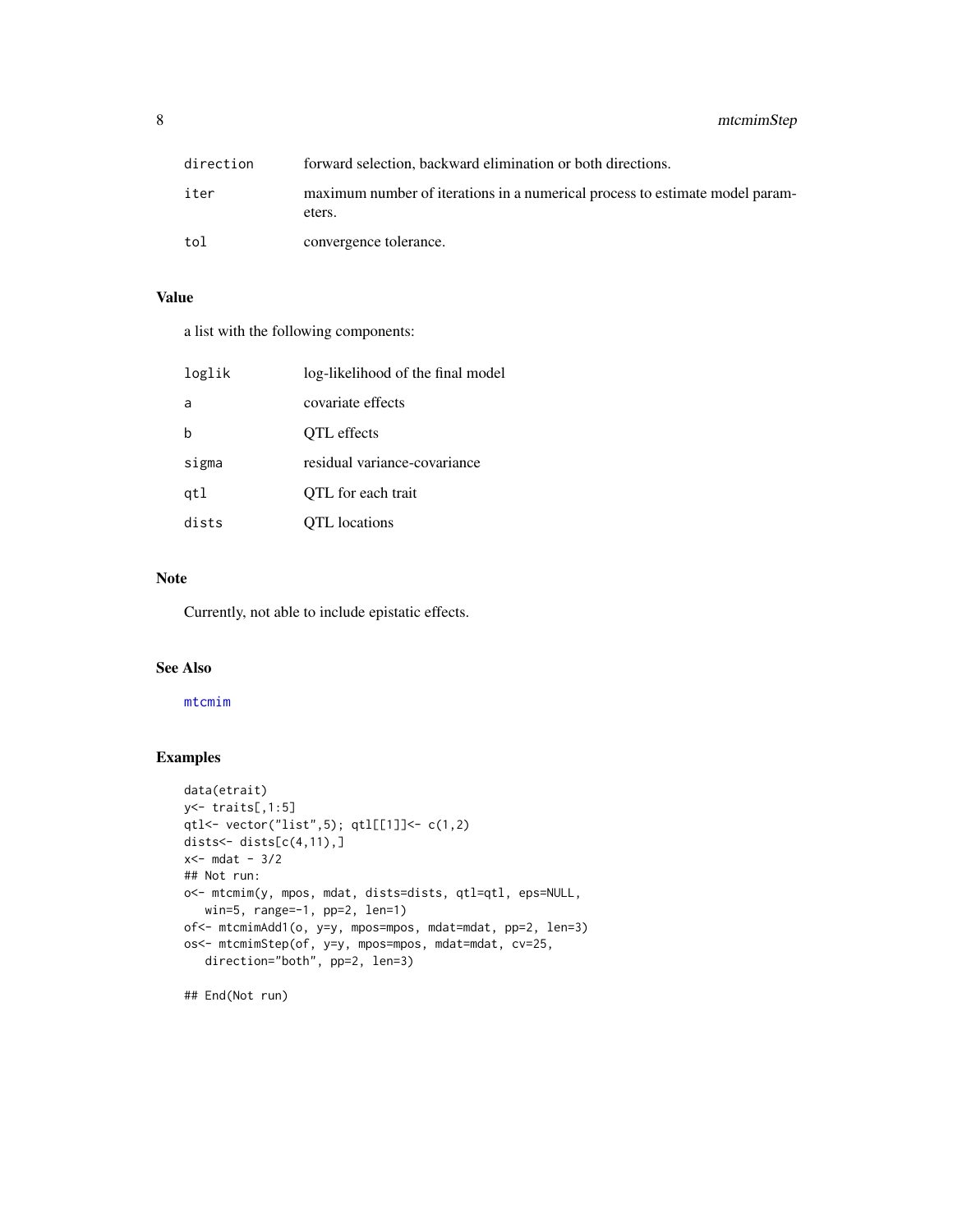| | |
|---|---|
| direction | forward selection, backward elimination or both directions. |
| iter | maximum number of iterations in a numerical process to estimate model parameters. |
| tol | convergence tolerance. |

### Value

a list with the following components:

| | |
|---|---|
| loglik | log-likelihood of the final model |
| a | covariate effects |
| b | QTL effects |
| sigma | residual variance-covariance |
| qtl | QTL for each trait |
| dists | QTL locations |

### Note

Currently, not able to include epistatic effects.

### See Also

mtcmim

### Examples

```
data(etrait)
y<- traits[,1:5]
qtl<- vector("list",5); qtl[[1]]<- c(1,2)
dists<- dists[c(4,11),]
x<- mdat - 3/2
## Not run:
o<- mtcmim(y, mpos, mdat, dists=dists, qtl=qtl, eps=NULL,
   win=5, range=-1, pp=2, len=1)
of<- mtcmimAdd1(o, y=y, mpos=mpos, mdat=mdat, pp=2, len=3)
os<- mtcmimStep(of, y=y, mpos=mpos, mdat=mdat, cv=25,
   direction="both", pp=2, len=3)

## End(Not run)
```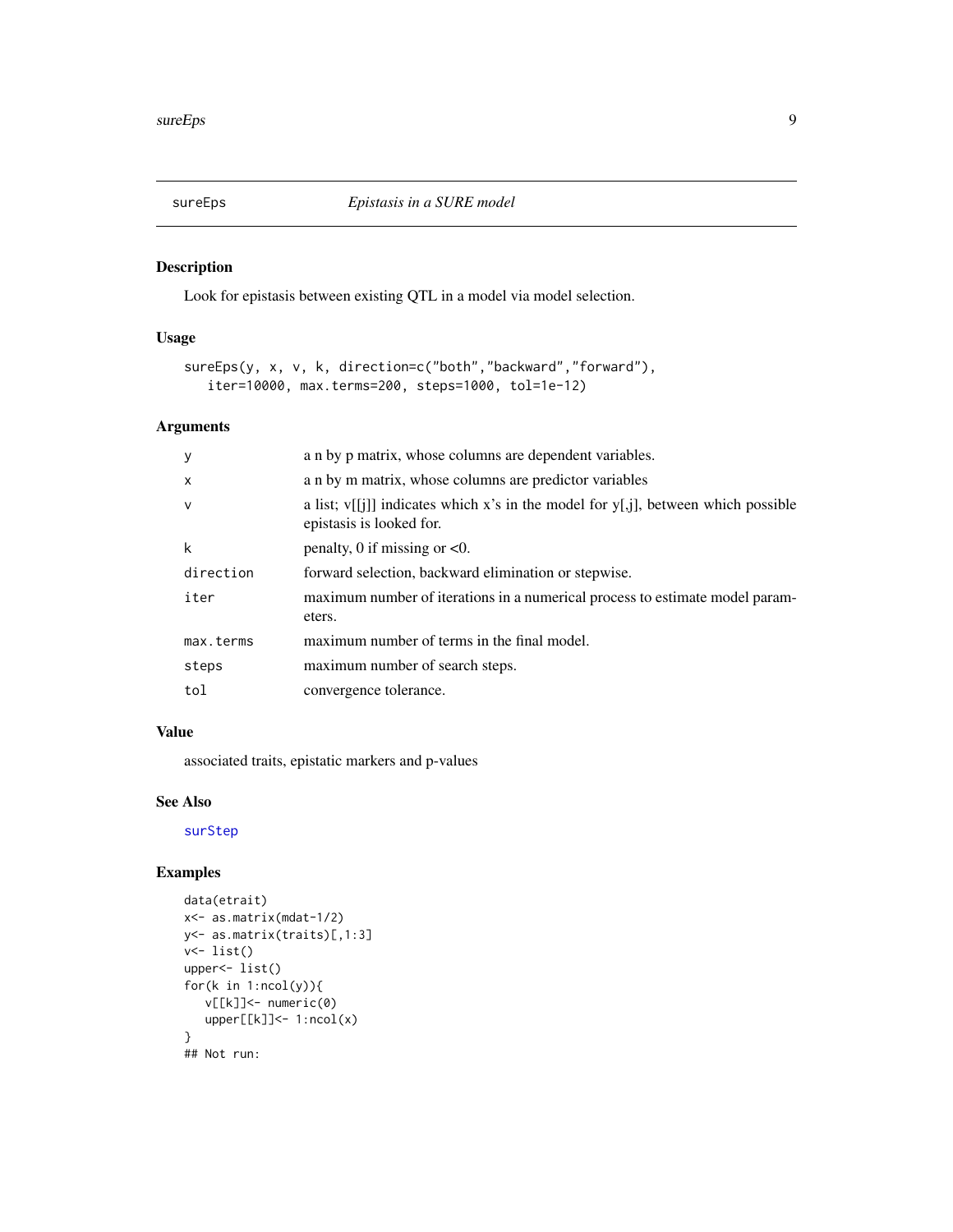## sureEps — *Epistasis in a SURE model*

### Description

Look for epistasis between existing QTL in a model via model selection.

### Usage

```
sureEps(y, x, v, k, direction=c("both","backward","forward"),
   iter=10000, max.terms=200, steps=1000, tol=1e-12)
```

### Arguments

| | |
|---|---|
| y | a n by p matrix, whose columns are dependent variables. |
| x | a n by m matrix, whose columns are predictor variables |
| v | a list; v[[j]] indicates which x's in the model for y[,j], between which possible epistasis is looked for. |
| k | penalty, 0 if missing or <0. |
| direction | forward selection, backward elimination or stepwise. |
| iter | maximum number of iterations in a numerical process to estimate model parameters. |
| max.terms | maximum number of terms in the final model. |
| steps | maximum number of search steps. |
| tol | convergence tolerance. |

### Value

associated traits, epistatic markers and p-values

### See Also

surStep

### Examples

```
data(etrait)
x<- as.matrix(mdat-1/2)
y<- as.matrix(traits)[,1:3]
v<- list()
upper<- list()
for(k in 1:ncol(y)){
   v[[k]]<- numeric(0)
   upper[[k]]<- 1:ncol(x)
}
## Not run:
```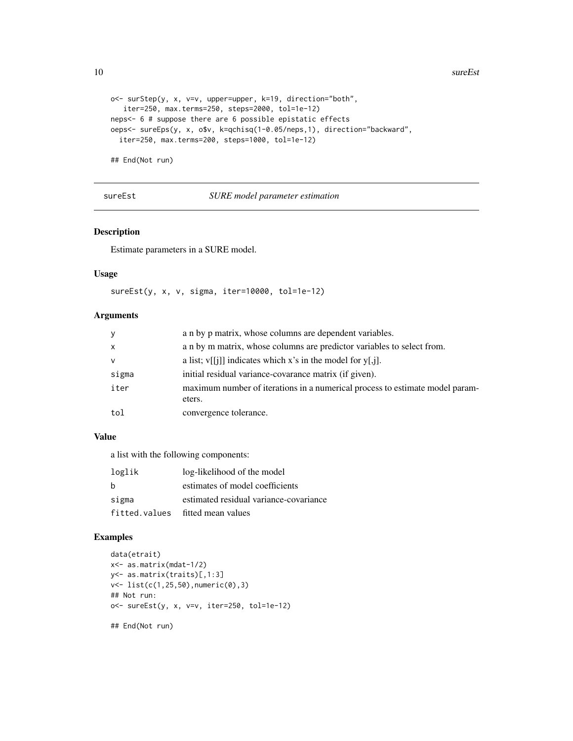```
o<- surStep(y, x, v=v, upper=upper, k=19, direction="both",
   iter=250, max.terms=250, steps=2000, tol=1e-12)
neps<- 6 # suppose there are 6 possible epistatic effects
oeps<- sureEps(y, x, o$v, k=qchisq(1-0.05/neps,1), direction="backward",
  iter=250, max.terms=200, steps=1000, tol=1e-12)

## End(Not run)
```

---

## sureEst *SURE model parameter estimation*

---

### Description

Estimate parameters in a SURE model.

### Usage

```
sureEst(y, x, v, sigma, iter=10000, tol=1e-12)
```

### Arguments

| | |
|---|---|
| y | a n by p matrix, whose columns are dependent variables. |
| x | a n by m matrix, whose columns are predictor variables to select from. |
| v | a list; v[[j]] indicates which x's in the model for y[,j]. |
| sigma | initial residual variance-covarance matrix (if given). |
| iter | maximum number of iterations in a numerical process to estimate model parameters. |
| tol | convergence tolerance. |

### Value

a list with the following components:

| | |
|---|---|
| loglik | log-likelihood of the model |
| b | estimates of model coefficients |
| sigma | estimated residual variance-covariance |
| fitted.values | fitted mean values |

### Examples

```
data(etrait)
x<- as.matrix(mdat-1/2)
y<- as.matrix(traits)[,1:3]
v<- list(c(1,25,50),numeric(0),3)
## Not run:
o<- sureEst(y, x, v=v, iter=250, tol=1e-12)

## End(Not run)
```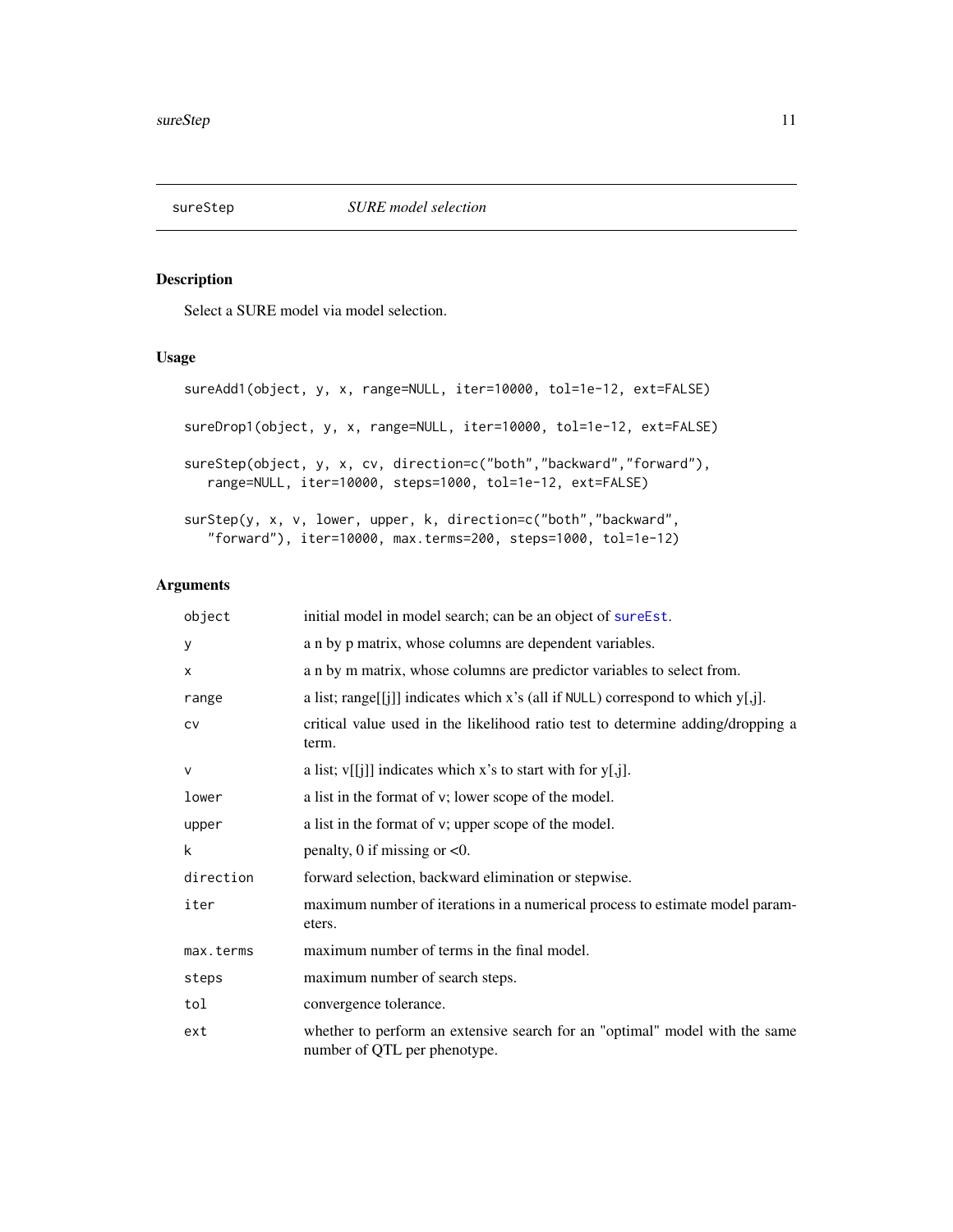## sureStep    *SURE model selection*

### Description

Select a SURE model via model selection.

### Usage

```
sureAdd1(object, y, x, range=NULL, iter=10000, tol=1e-12, ext=FALSE)

sureDrop1(object, y, x, range=NULL, iter=10000, tol=1e-12, ext=FALSE)

sureStep(object, y, x, cv, direction=c("both","backward","forward"),
   range=NULL, iter=10000, steps=1000, tol=1e-12, ext=FALSE)

surStep(y, x, v, lower, upper, k, direction=c("both","backward",
   "forward"), iter=10000, max.terms=200, steps=1000, tol=1e-12)
```

### Arguments

| | |
|---|---|
| `object` | initial model in model search; can be an object of `sureEst`. |
| `y` | a n by p matrix, whose columns are dependent variables. |
| `x` | a n by m matrix, whose columns are predictor variables to select from. |
| `range` | a list; range[[j]] indicates which x's (all if `NULL`) correspond to which y[,j]. |
| `cv` | critical value used in the likelihood ratio test to determine adding/dropping a term. |
| `v` | a list; v[[j]] indicates which x's to start with for y[,j]. |
| `lower` | a list in the format of v; lower scope of the model. |
| `upper` | a list in the format of v; upper scope of the model. |
| `k` | penalty, 0 if missing or <0. |
| `direction` | forward selection, backward elimination or stepwise. |
| `iter` | maximum number of iterations in a numerical process to estimate model parameters. |
| `max.terms` | maximum number of terms in the final model. |
| `steps` | maximum number of search steps. |
| `tol` | convergence tolerance. |
| `ext` | whether to perform an extensive search for an "optimal" model with the same number of QTL per phenotype. |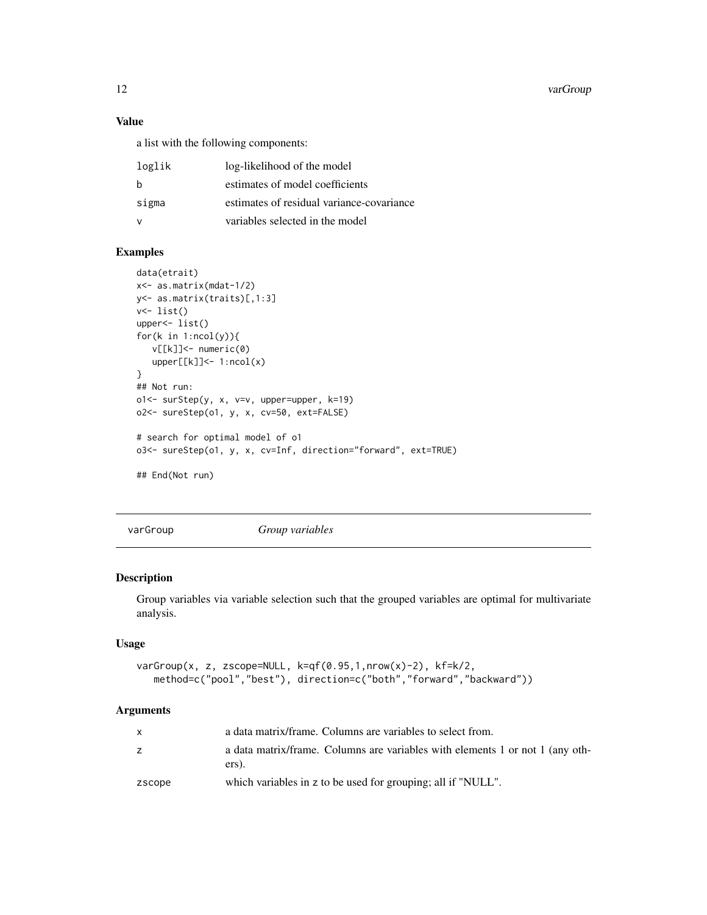### Value

a list with the following components:

| | |
|---|---|
| loglik | log-likelihood of the model |
| b | estimates of model coefficients |
| sigma | estimates of residual variance-covariance |
| v | variables selected in the model |

### Examples

```
data(etrait)
x<- as.matrix(mdat-1/2)
y<- as.matrix(traits)[,1:3]
v<- list()
upper<- list()
for(k in 1:ncol(y)){
   v[[k]]<- numeric(0)
   upper[[k]]<- 1:ncol(x)
}
## Not run:
o1<- surStep(y, x, v=v, upper=upper, k=19)
o2<- sureStep(o1, y, x, cv=50, ext=FALSE)

# search for optimal model of o1
o3<- sureStep(o1, y, x, cv=Inf, direction="forward", ext=TRUE)

## End(Not run)
```

---

## varGroup *Group variables*

---

### Description

Group variables via variable selection such that the grouped variables are optimal for multivariate analysis.

### Usage

```
varGroup(x, z, zscope=NULL, k=qf(0.95,1,nrow(x)-2), kf=k/2,
   method=c("pool","best"), direction=c("both","forward","backward"))
```

### Arguments

| | |
|---|---|
| x | a data matrix/frame. Columns are variables to select from. |
| z | a data matrix/frame. Columns are variables with elements 1 or not 1 (any others). |
| zscope | which variables in z to be used for grouping; all if "NULL". |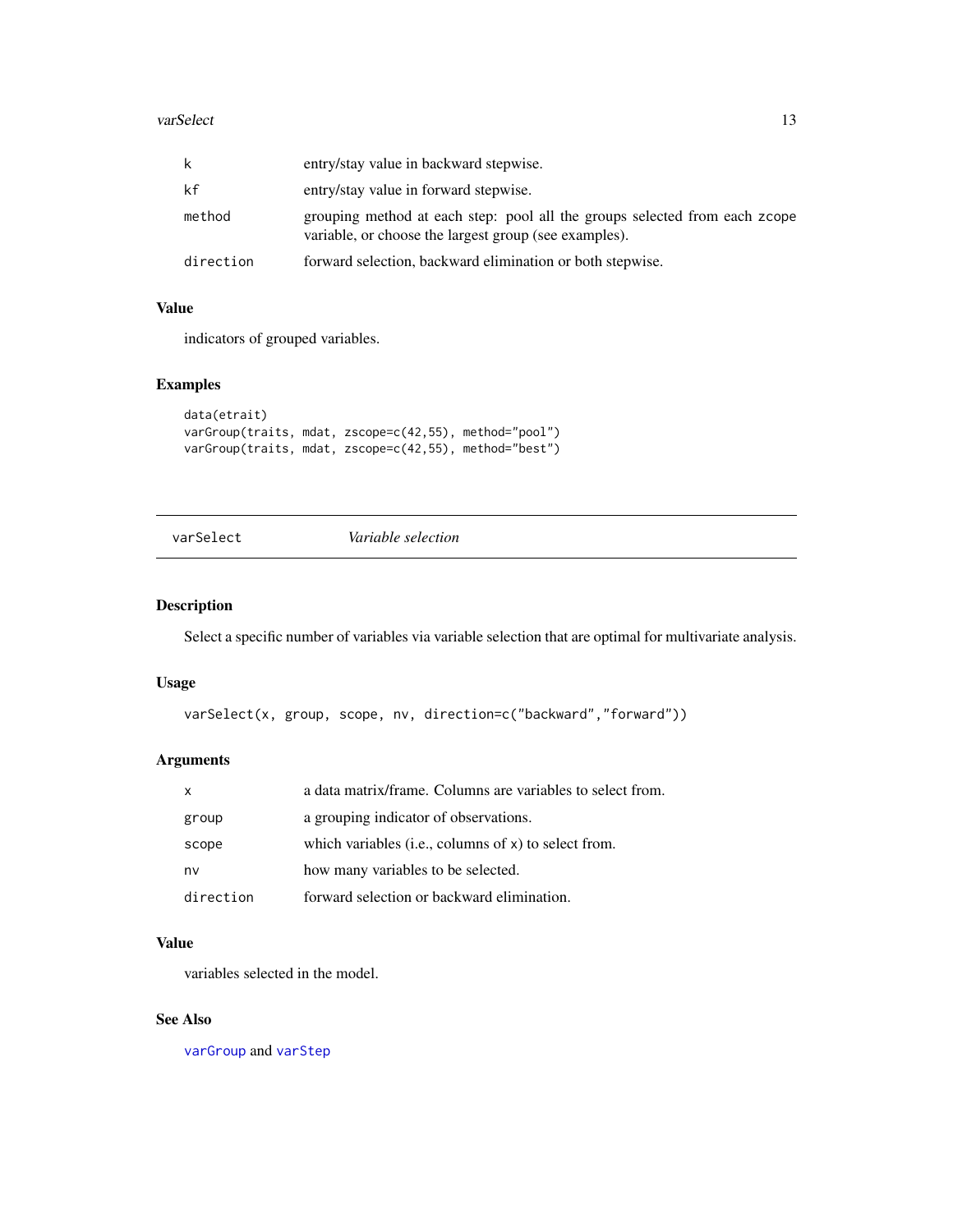| | |
|---|---|
| k | entry/stay value in backward stepwise. |
| kf | entry/stay value in forward stepwise. |
| method | grouping method at each step: pool all the groups selected from each zcope variable, or choose the largest group (see examples). |
| direction | forward selection, backward elimination or both stepwise. |

### Value

indicators of grouped variables.

### Examples

```
data(etrait)
varGroup(traits, mdat, zscope=c(42,55), method="pool")
varGroup(traits, mdat, zscope=c(42,55), method="best")
```

---

## varSelect *Variable selection*

---

### Description

Select a specific number of variables via variable selection that are optimal for multivariate analysis.

### Usage

```
varSelect(x, group, scope, nv, direction=c("backward","forward"))
```

### Arguments

| | |
|---|---|
| x | a data matrix/frame. Columns are variables to select from. |
| group | a grouping indicator of observations. |
| scope | which variables (i.e., columns of x) to select from. |
| nv | how many variables to be selected. |
| direction | forward selection or backward elimination. |

### Value

variables selected in the model.

### See Also

varGroup and varStep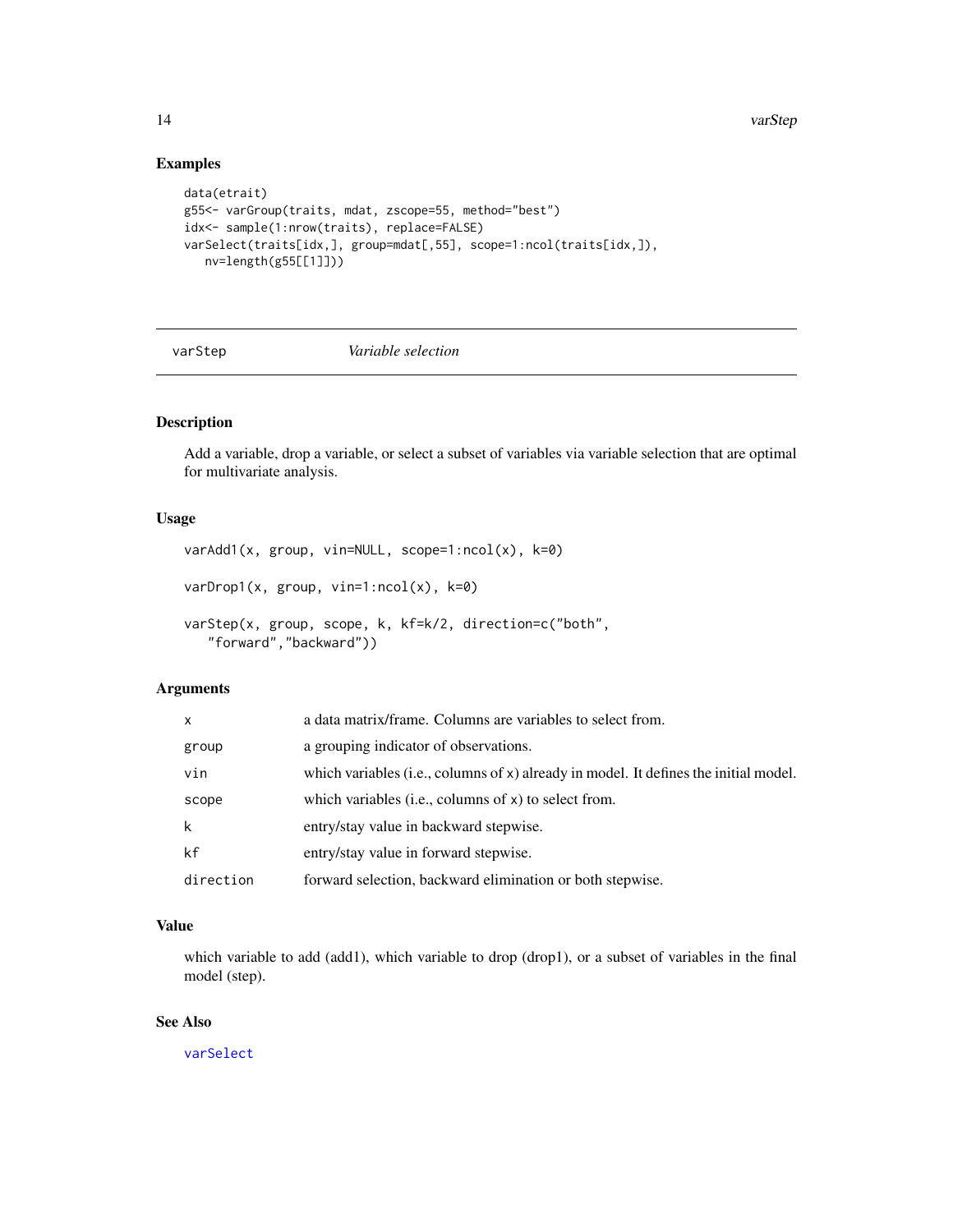## Examples

```
data(etrait)
g55<- varGroup(traits, mdat, zscope=55, method="best")
idx<- sample(1:nrow(traits), replace=FALSE)
varSelect(traits[idx,], group=mdat[,55], scope=1:ncol(traits[idx,]),
   nv=length(g55[[1]]))
```

---

# varStep *Variable selection*

---

## Description

Add a variable, drop a variable, or select a subset of variables via variable selection that are optimal for multivariate analysis.

## Usage

```
varAdd1(x, group, vin=NULL, scope=1:ncol(x), k=0)

varDrop1(x, group, vin=1:ncol(x), k=0)

varStep(x, group, scope, k, kf=k/2, direction=c("both",
   "forward","backward"))
```

## Arguments

| | |
|---|---|
| `x` | a data matrix/frame. Columns are variables to select from. |
| `group` | a grouping indicator of observations. |
| `vin` | which variables (i.e., columns of `x`) already in model. It defines the initial model. |
| `scope` | which variables (i.e., columns of `x`) to select from. |
| `k` | entry/stay value in backward stepwise. |
| `kf` | entry/stay value in forward stepwise. |
| `direction` | forward selection, backward elimination or both stepwise. |

## Value

which variable to add (add1), which variable to drop (drop1), or a subset of variables in the final model (step).

## See Also

`varSelect`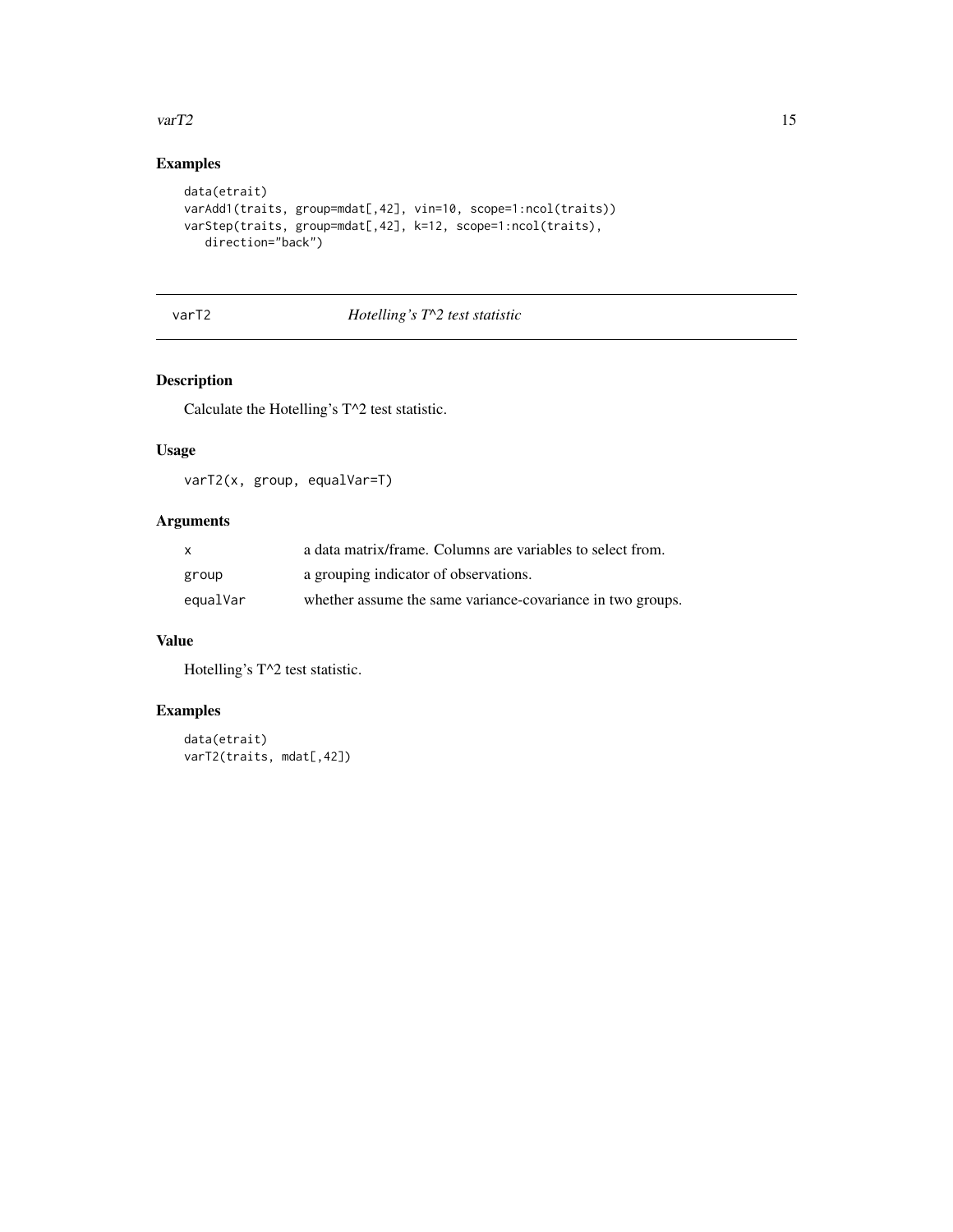## Examples

```
data(etrait)
varAdd1(traits, group=mdat[,42], vin=10, scope=1:ncol(traits))
varStep(traits, group=mdat[,42], k=12, scope=1:ncol(traits),
   direction="back")
```

---

# varT2 *Hotelling's T^2 test statistic*

---

## Description

Calculate the Hotelling's T^2 test statistic.

## Usage

```
varT2(x, group, equalVar=T)
```

## Arguments

| | |
|---|---|
| `x` | a data matrix/frame. Columns are variables to select from. |
| `group` | a grouping indicator of observations. |
| `equalVar` | whether assume the same variance-covariance in two groups. |

## Value

Hotelling's T^2 test statistic.

## Examples

```
data(etrait)
varT2(traits, mdat[,42])
```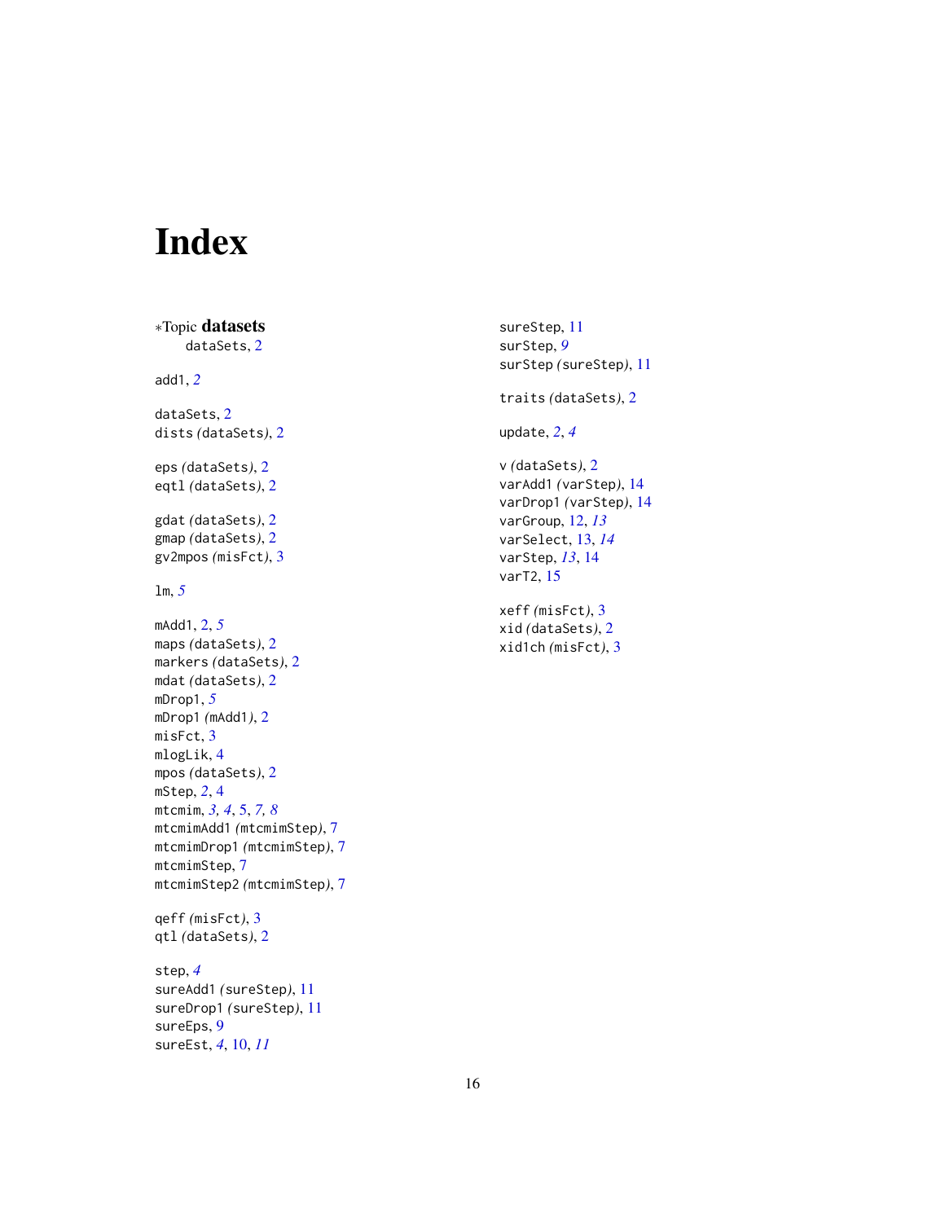# Index

*Topic **datasets**
  dataSets, 2

add1, *2*

dataSets, 2
dists *(dataSets)*, 2

eps *(dataSets)*, 2
eqtl *(dataSets)*, 2

gdat *(dataSets)*, 2
gmap *(dataSets)*, 2
gv2mpos *(misFct)*, 3

lm, *5*

mAdd1, 2, *5*
maps *(dataSets)*, 2
markers *(dataSets)*, 2
mdat *(dataSets)*, 2
mDrop1, *5*
mDrop1 *(mAdd1)*, 2
misFct, 3
mlogLik, 4
mpos *(dataSets)*, 2
mStep, *2*, 4
mtcmim, *3, 4*, 5, *7, 8*
mtcmimAdd1 *(mtcmimStep)*, 7
mtcmimDrop1 *(mtcmimStep)*, 7
mtcmimStep, 7
mtcmimStep2 *(mtcmimStep)*, 7

qeff *(misFct)*, 3
qtl *(dataSets)*, 2

step, *4*
sureAdd1 *(sureStep)*, 11
sureDrop1 *(sureStep)*, 11
sureEps, 9
sureEst, *4*, 10, *11*
sureStep, 11
surStep, *9*
surStep *(sureStep)*, 11

traits *(dataSets)*, 2

update, *2*, *4*

v *(dataSets)*, 2
varAdd1 *(varStep)*, 14
varDrop1 *(varStep)*, 14
varGroup, 12, *13*
varSelect, 13, *14*
varStep, *13*, 14
varT2, 15

xeff *(misFct)*, 3
xid *(dataSets)*, 2
xid1ch *(misFct)*, 3